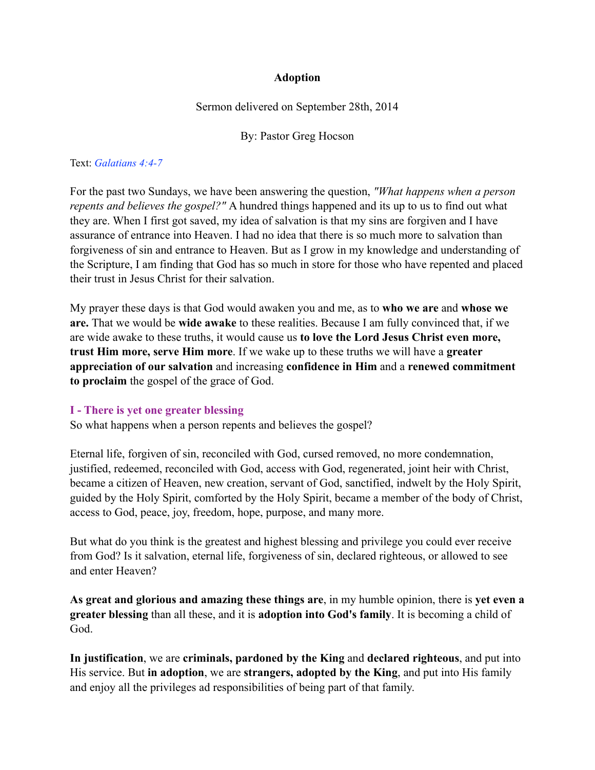# Adoption

Sermon delivered on September 28th, 2014

By: Pastor Greg Hocson

Text: *Galatians 4:4-7*

For the past two Sundays, we have been answering the question, *"What happens when a person repents and believes the gospel?"* A hundred things happened and its up to us to find out what they are. When I first got saved, my idea of salvation is that my sins are forgiven and I have assurance of entrance into Heaven. I had no idea that there is so much more to salvation than forgiveness of sin and entrance to Heaven. But as I grow in my knowledge and understanding of the Scripture, I am finding that God has so much in store for those who have repented and placed their trust in Jesus Christ for their salvation.

My prayer these days is that God would awaken you and me, as to **who we are** and **whose we are.** That we would be **wide awake** to these realities. Because I am fully convinced that, if we are wide awake to these truths, it would cause us **to love the Lord Jesus Christ even more, trust Him more, serve Him more**. If we wake up to these truths we will have a **greater appreciation of our salvation** and increasing **confidence in Him** and a **renewed commitment to proclaim** the gospel of the grace of God.

## I - There is yet one greater blessing

So what happens when a person repents and believes the gospel?

Eternal life, forgiven of sin, reconciled with God, cursed removed, no more condemnation, justified, redeemed, reconciled with God, access with God, regenerated, joint heir with Christ, became a citizen of Heaven, new creation, servant of God, sanctified, indwelt by the Holy Spirit, guided by the Holy Spirit, comforted by the Holy Spirit, became a member of the body of Christ, access to God, peace, joy, freedom, hope, purpose, and many more.

But what do you think is the greatest and highest blessing and privilege you could ever receive from God? Is it salvation, eternal life, forgiveness of sin, declared righteous, or allowed to see and enter Heaven?

**As great and glorious and amazing these things are**, in my humble opinion, there is **yet even a greater blessing** than all these, and it is **adoption into God's family**. It is becoming a child of God.

**In justification**, we are **criminals, pardoned by the King** and **declared righteous**, and put into His service. But **in adoption**, we are **strangers, adopted by the King**, and put into His family and enjoy all the privileges ad responsibilities of being part of that family.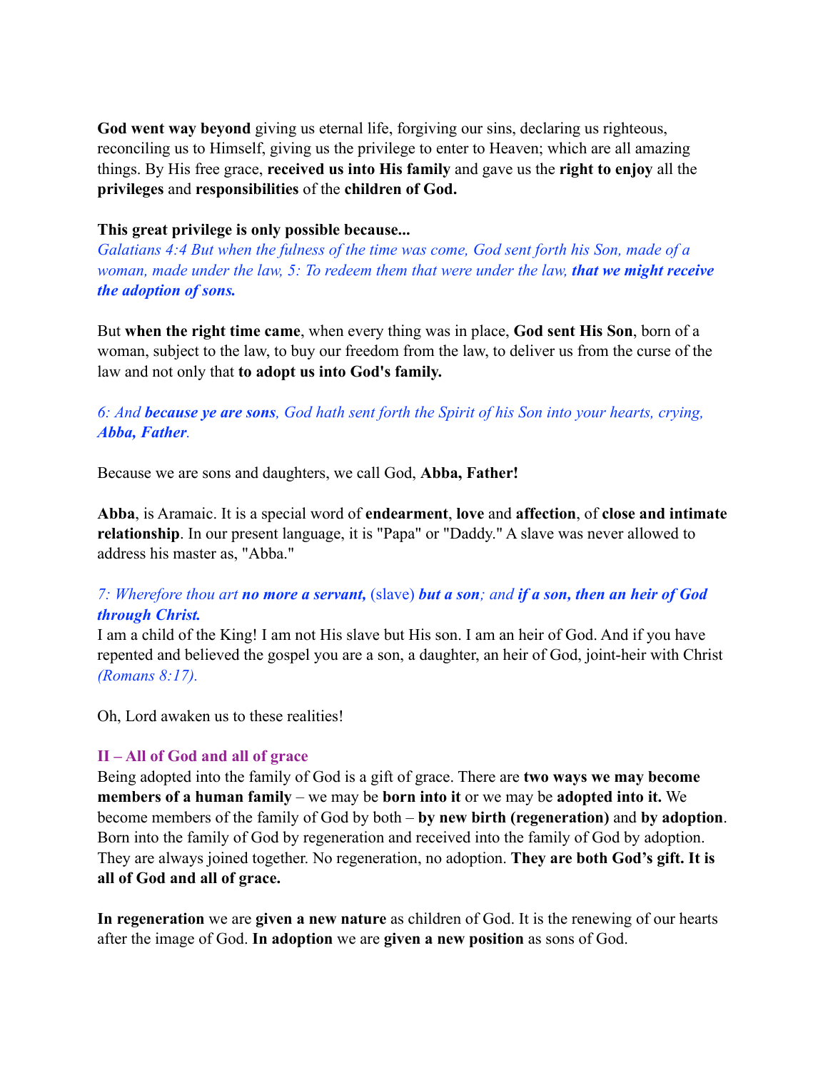**God went way beyond** giving us eternal life, forgiving our sins, declaring us righteous, reconciling us to Himself, giving us the privilege to enter to Heaven; which are all amazing things. By His free grace, **received us into His family** and gave us the **right to enjoy** all the **privileges** and **responsibilities** of the **children of God.**

**This great privilege is only possible because...**
*Galatians 4:4 But when the fulness of the time was come, God sent forth his Son, made of a woman, made under the law, 5: To redeem them that were under the law,* ***that we might receive the adoption of sons.***

But **when the right time came**, when every thing was in place, **God sent His Son**, born of a woman, subject to the law, to buy our freedom from the law, to deliver us from the curse of the law and not only that **to adopt us into God's family.**

*6: And* ***because ye are sons****, God hath sent forth the Spirit of his Son into your hearts, crying,* ***Abba, Father****.*

Because we are sons and daughters, we call God, **Abba, Father!**

**Abba**, is Aramaic. It is a special word of **endearment**, **love** and **affection**, of **close and intimate relationship**. In our present language, it is "Papa" or "Daddy." A slave was never allowed to address his master as, "Abba."

*7: Wherefore thou art* ***no more a servant,*** (slave) ***but a son****; and* ***if a son, then an heir of God through Christ.***
I am a child of the King! I am not His slave but His son. I am an heir of God. And if you have repented and believed the gospel you are a son, a daughter, an heir of God, joint-heir with Christ *(Romans 8:17).*

Oh, Lord awaken us to these realities!

## II – All of God and all of grace

Being adopted into the family of God is a gift of grace. There are **two ways we may become members of a human family** – we may be **born into it** or we may be **adopted into it.** We become members of the family of God by both – **by new birth (regeneration)** and **by adoption**. Born into the family of God by regeneration and received into the family of God by adoption. They are always joined together. No regeneration, no adoption. **They are both God's gift. It is all of God and all of grace.**

**In regeneration** we are **given a new nature** as children of God. It is the renewing of our hearts after the image of God. **In adoption** we are **given a new position** as sons of God.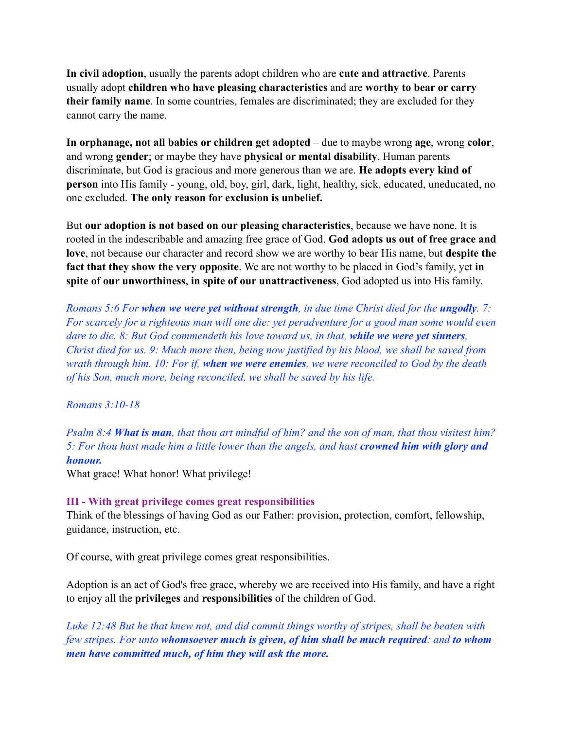**In civil adoption**, usually the parents adopt children who are **cute and attractive**. Parents usually adopt **children who have pleasing characteristics** and are **worthy to bear or carry their family name**. In some countries, females are discriminated; they are excluded for they cannot carry the name.

**In orphanage, not all babies or children get adopted** – due to maybe wrong **age**, wrong **color**, and wrong **gender**; or maybe they have **physical or mental disability**. Human parents discriminate, but God is gracious and more generous than we are. **He adopts every kind of person** into His family - young, old, boy, girl, dark, light, healthy, sick, educated, uneducated, no one excluded. **The only reason for exclusion is unbelief.**

But **our adoption is not based on our pleasing characteristics**, because we have none. It is rooted in the indescribable and amazing free grace of God. **God adopts us out of free grace and love**, not because our character and record show we are worthy to bear His name, but **despite the fact that they show the very opposite**. We are not worthy to be placed in God's family, yet **in spite of our unworthiness**, **in spite of our unattractiveness**, God adopted us into His family.

*Romans 5:6 For **when we were yet without strength**, in due time Christ died for the **ungodly**. 7: For scarcely for a righteous man will one die: yet peradventure for a good man some would even dare to die. 8: But God commendeth his love toward us, in that, **while we were yet sinners**, Christ died for us. 9: Much more then, being now justified by his blood, we shall be saved from wrath through him. 10: For if, **when we were enemies**, we were reconciled to God by the death of his Son, much more, being reconciled, we shall be saved by his life.*

*Romans 3:10-18*

*Psalm 8:4 **What is man**, that thou art mindful of him? and the son of man, that thou visitest him? 5: For thou hast made him a little lower than the angels, and hast **crowned him with glory and honour.***

What grace! What honor! What privilege!

### III - With great privilege comes great responsibilities

Think of the blessings of having God as our Father: provision, protection, comfort, fellowship, guidance, instruction, etc.

Of course, with great privilege comes great responsibilities.

Adoption is an act of God's free grace, whereby we are received into His family, and have a right to enjoy all the **privileges** and **responsibilities** of the children of God.

*Luke 12:48 But he that knew not, and did commit things worthy of stripes, shall be beaten with few stripes. For unto **whomsoever much is given, of him shall be much required**: and **to whom men have committed much, of him they will ask the more.***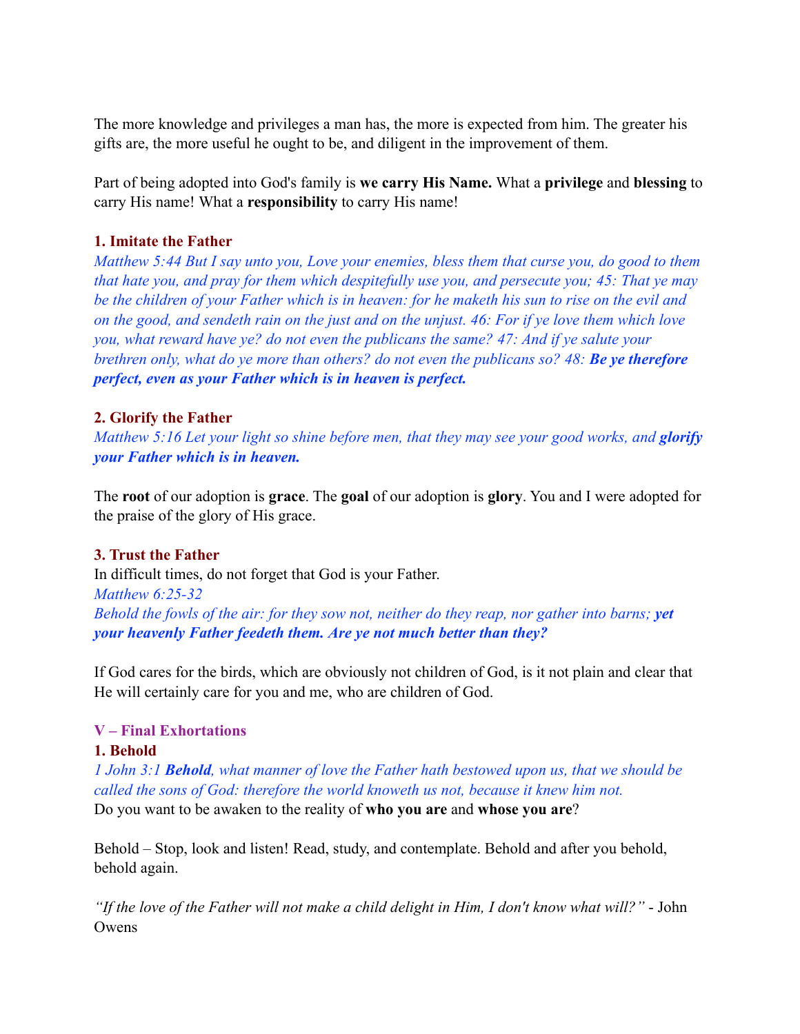The more knowledge and privileges a man has, the more is expected from him. The greater his gifts are, the more useful he ought to be, and diligent in the improvement of them.

Part of being adopted into God's family is **we carry His Name.** What a **privilege** and **blessing** to carry His name! What a **responsibility** to carry His name!

### 1. Imitate the Father

*Matthew 5:44 But I say unto you, Love your enemies, bless them that curse you, do good to them that hate you, and pray for them which despitefully use you, and persecute you; 45: That ye may be the children of your Father which is in heaven: for he maketh his sun to rise on the evil and on the good, and sendeth rain on the just and on the unjust. 46: For if ye love them which love you, what reward have ye? do not even the publicans the same? 47: And if ye salute your brethren only, what do ye more than others? do not even the publicans so? 48: **Be ye therefore perfect, even as your Father which is in heaven is perfect.***

### 2. Glorify the Father

*Matthew 5:16 Let your light so shine before men, that they may see your good works, and **glorify your Father which is in heaven.***

The **root** of our adoption is **grace**. The **goal** of our adoption is **glory**. You and I were adopted for the praise of the glory of His grace.

### 3. Trust the Father

In difficult times, do not forget that God is your Father.

*Matthew 6:25-32*

*Behold the fowls of the air: for they sow not, neither do they reap, nor gather into barns; **yet your heavenly Father feedeth them. Are ye not much better than they?***

If God cares for the birds, which are obviously not children of God, is it not plain and clear that He will certainly care for you and me, who are children of God.

## V – Final Exhortations

### 1. Behold

*1 John 3:1 **Behold**, what manner of love the Father hath bestowed upon us, that we should be called the sons of God: therefore the world knoweth us not, because it knew him not.*

Do you want to be awaken to the reality of **who you are** and **whose you are**?

Behold – Stop, look and listen! Read, study, and contemplate. Behold and after you behold, behold again.

*"If the love of the Father will not make a child delight in Him, I don't know what will?"* - John Owens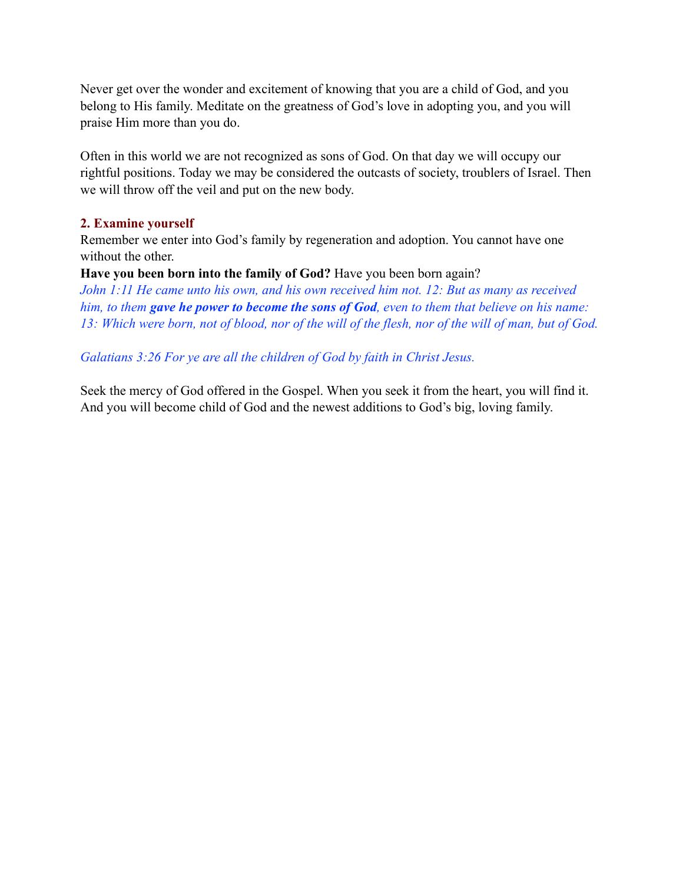Never get over the wonder and excitement of knowing that you are a child of God, and you belong to His family. Meditate on the greatness of God's love in adopting you, and you will praise Him more than you do.

Often in this world we are not recognized as sons of God. On that day we will occupy our rightful positions. Today we may be considered the outcasts of society, troublers of Israel. Then we will throw off the veil and put on the new body.

### 2. Examine yourself

Remember we enter into God's family by regeneration and adoption. You cannot have one without the other.

**Have you been born into the family of God?** Have you been born again?

*John 1:11 He came unto his own, and his own received him not. 12: But as many as received him, to them* ***gave he power to become the sons of God****, even to them that believe on his name: 13: Which were born, not of blood, nor of the will of the flesh, nor of the will of man, but of God.*

*Galatians 3:26 For ye are all the children of God by faith in Christ Jesus.*

Seek the mercy of God offered in the Gospel. When you seek it from the heart, you will find it. And you will become child of God and the newest additions to God's big, loving family.